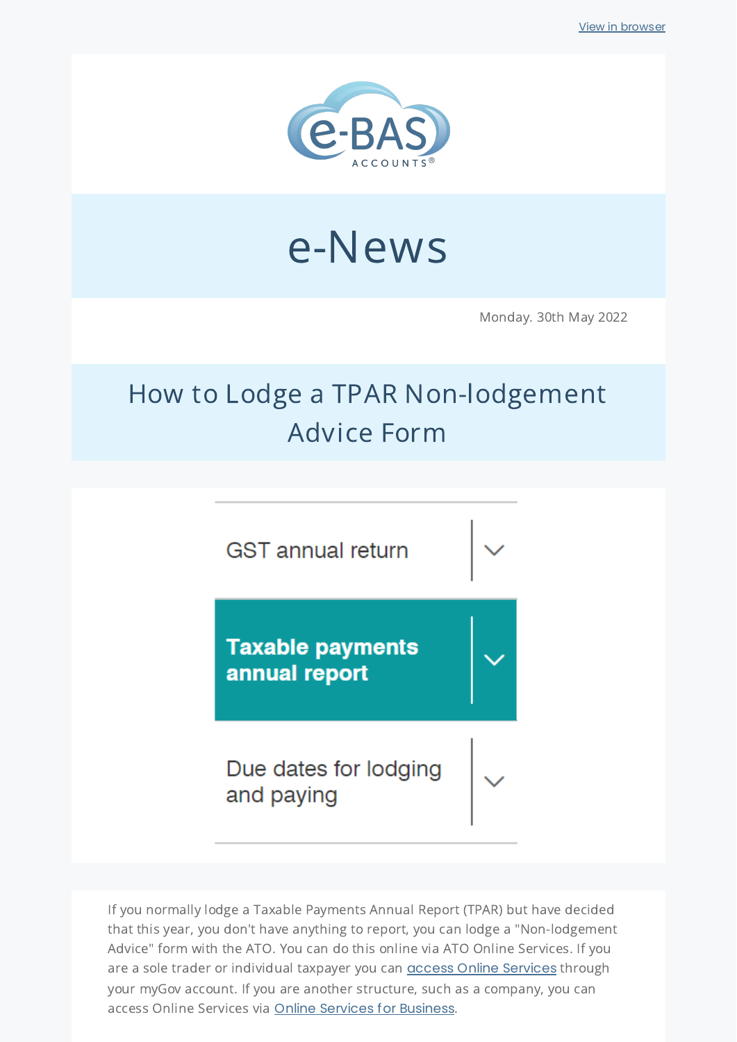View in browser

e-BAS ACCOUNTS®

# e-News

Monday. 30th May 2022

## How to Lodge a TPAR Non-lodgement Advice Form

GST annual return

**Taxable payments annual report**

Due dates for lodging and paying

If you normally lodge a Taxable Payments Annual Report (TPAR) but have decided that this year, you don't have anything to report, you can lodge a "Non-lodgement Advice" form with the ATO. You can do this online via ATO Online Services. If you are a sole trader or individual taxpayer you can access Online Services through your myGov account. If you are another structure, such as a company, you can access Online Services via Online Services for Business.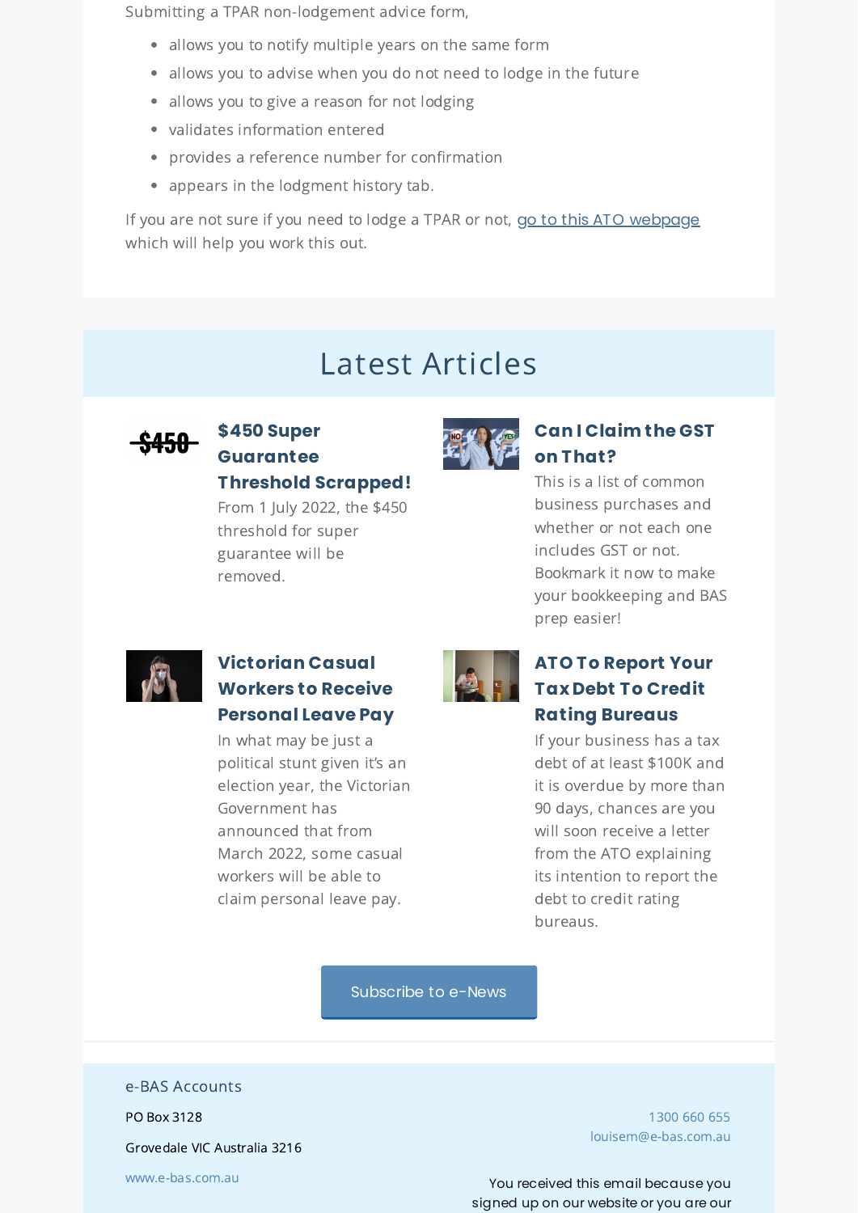Submitting a TPAR non-lodgement advice form,

- allows you to notify multiple years on the same form
- allows you to advise when you do not need to lodge in the future
- allows you to give a reason for not lodging
- validates information entered
- provides a reference number for confirmation
- appears in the lodgment history tab.

If you are not sure if you need to lodge a TPAR or not, go to this ATO webpage which will help you work this out.

# Latest Articles

### $450 Super Guarantee Threshold Scrapped!

From 1 July 2022, the $450 threshold for super guarantee will be removed.

### Can I Claim the GST on That?

This is a list of common business purchases and whether or not each one includes GST or not. Bookmark it now to make your bookkeeping and BAS prep easier!

### Victorian Casual Workers to Receive Personal Leave Pay

In what may be just a political stunt given it's an election year, the Victorian Government has announced that from March 2022, some casual workers will be able to claim personal leave pay.

### ATO To Report Your Tax Debt To Credit Rating Bureaus

If your business has a tax debt of at least $100K and it is overdue by more than 90 days, chances are you will soon receive a letter from the ATO explaining its intention to report the debt to credit rating bureaus.

Subscribe to e-News

e-BAS Accounts

PO Box 3128

Grovedale VIC Australia 3216

www.e-bas.com.au

1300 660 655

louisem@e-bas.com.au

You received this email because you signed up on our website or you are our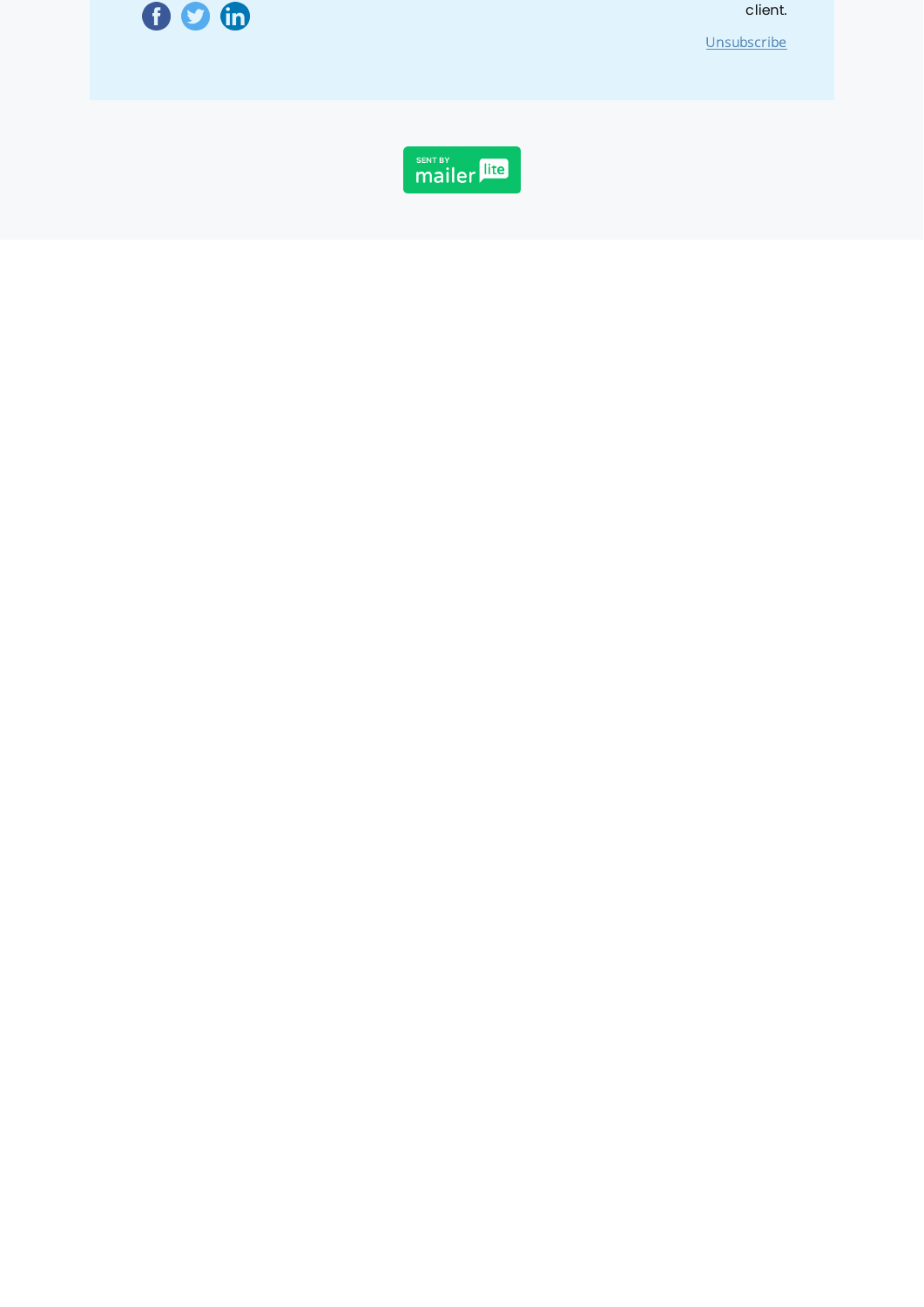client.

Unsubscribe

SENT BY mailer lite